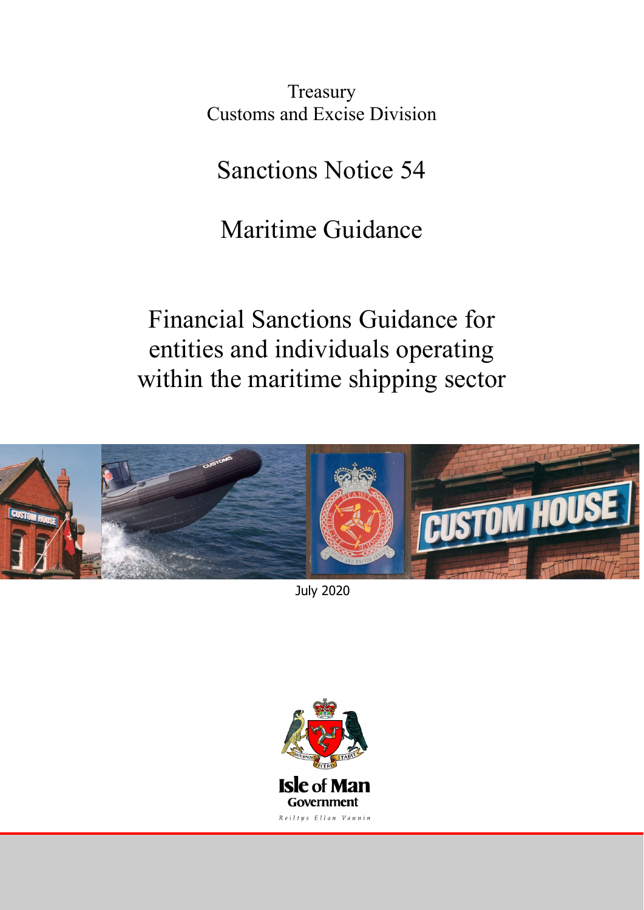Treasury
Customs and Excise Division

# Sanctions Notice 54

# Maritime Guidance

## Financial Sanctions Guidance for entities and individuals operating within the maritime shipping sector

July 2020

Isle of Man Government

Reiltys Ellan Vannin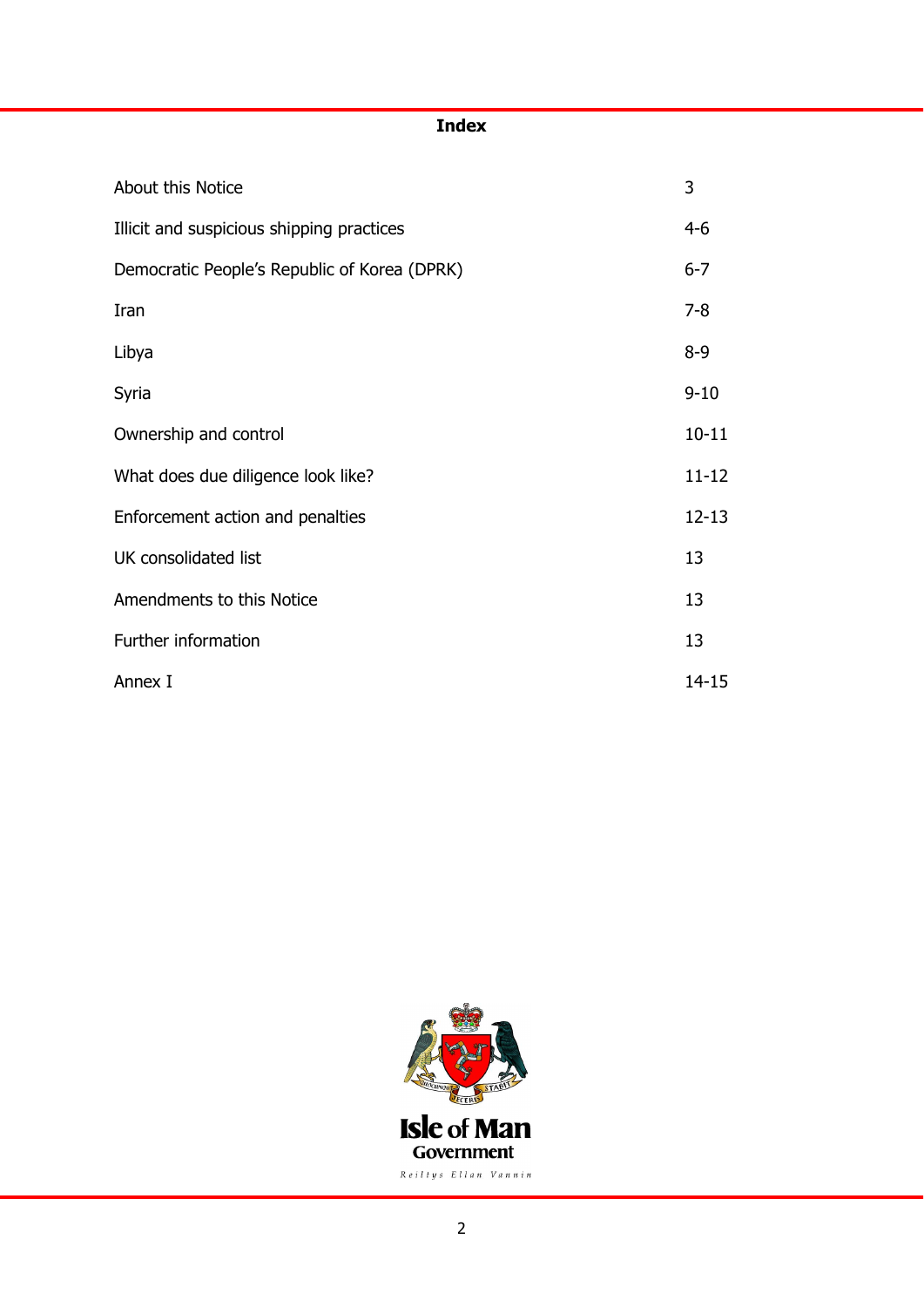## Index

| | |
|---|---|
| About this Notice | 3 |
| Illicit and suspicious shipping practices | 4-6 |
| Democratic People's Republic of Korea (DPRK) | 6-7 |
| Iran | 7-8 |
| Libya | 8-9 |
| Syria | 9-10 |
| Ownership and control | 10-11 |
| What does due diligence look like? | 11-12 |
| Enforcement action and penalties | 12-13 |
| UK consolidated list | 13 |
| Amendments to this Notice | 13 |
| Further information | 13 |
| Annex I | 14-15 |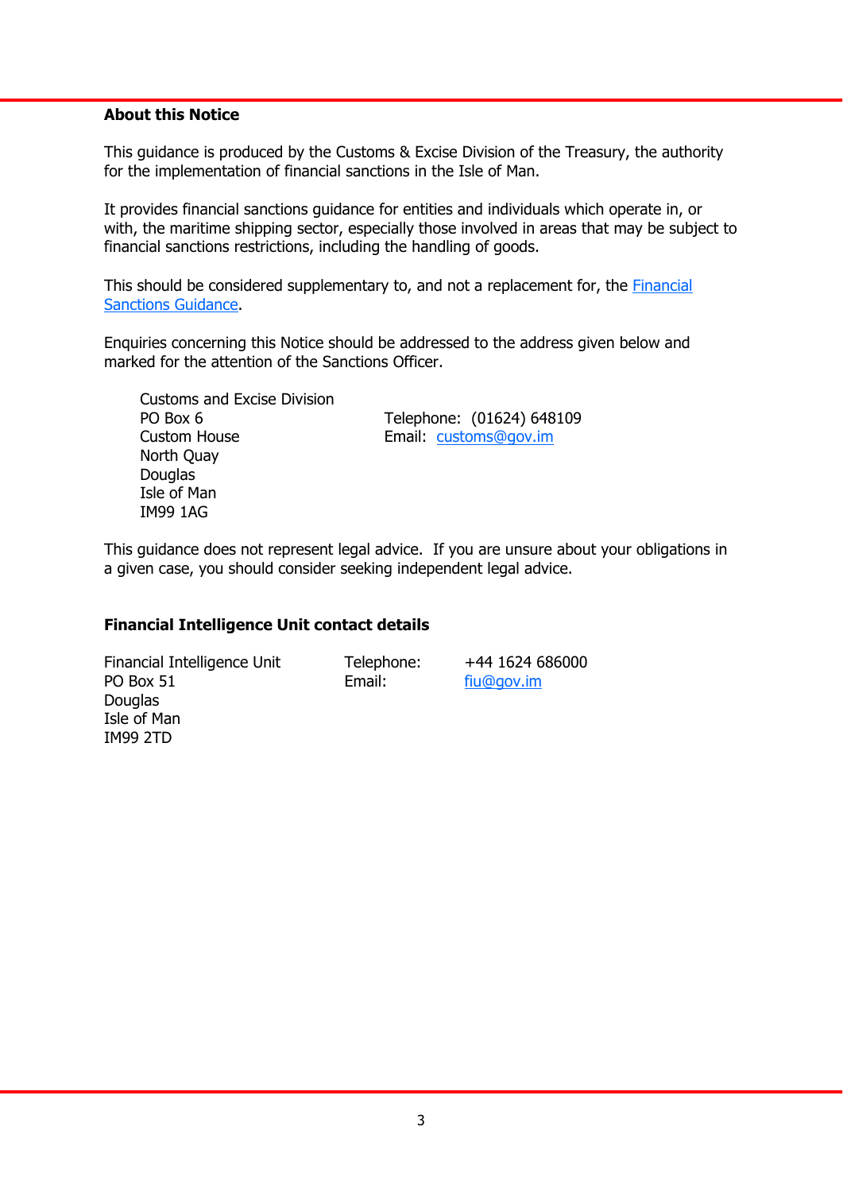**About this Notice**

This guidance is produced by the Customs & Excise Division of the Treasury, the authority for the implementation of financial sanctions in the Isle of Man.

It provides financial sanctions guidance for entities and individuals which operate in, or with, the maritime shipping sector, especially those involved in areas that may be subject to financial sanctions restrictions, including the handling of goods.

This should be considered supplementary to, and not a replacement for, the Financial Sanctions Guidance.

Enquiries concerning this Notice should be addressed to the address given below and marked for the attention of the Sanctions Officer.

Customs and Excise Division
PO Box 6
Custom House
North Quay
Douglas
Isle of Man
IM99 1AG

Telephone: (01624) 648109
Email: customs@gov.im

This guidance does not represent legal advice. If you are unsure about your obligations in a given case, you should consider seeking independent legal advice.

**Financial Intelligence Unit contact details**

Financial Intelligence Unit
PO Box 51
Douglas
Isle of Man
IM99 2TD

Telephone: +44 1624 686000
Email: fiu@gov.im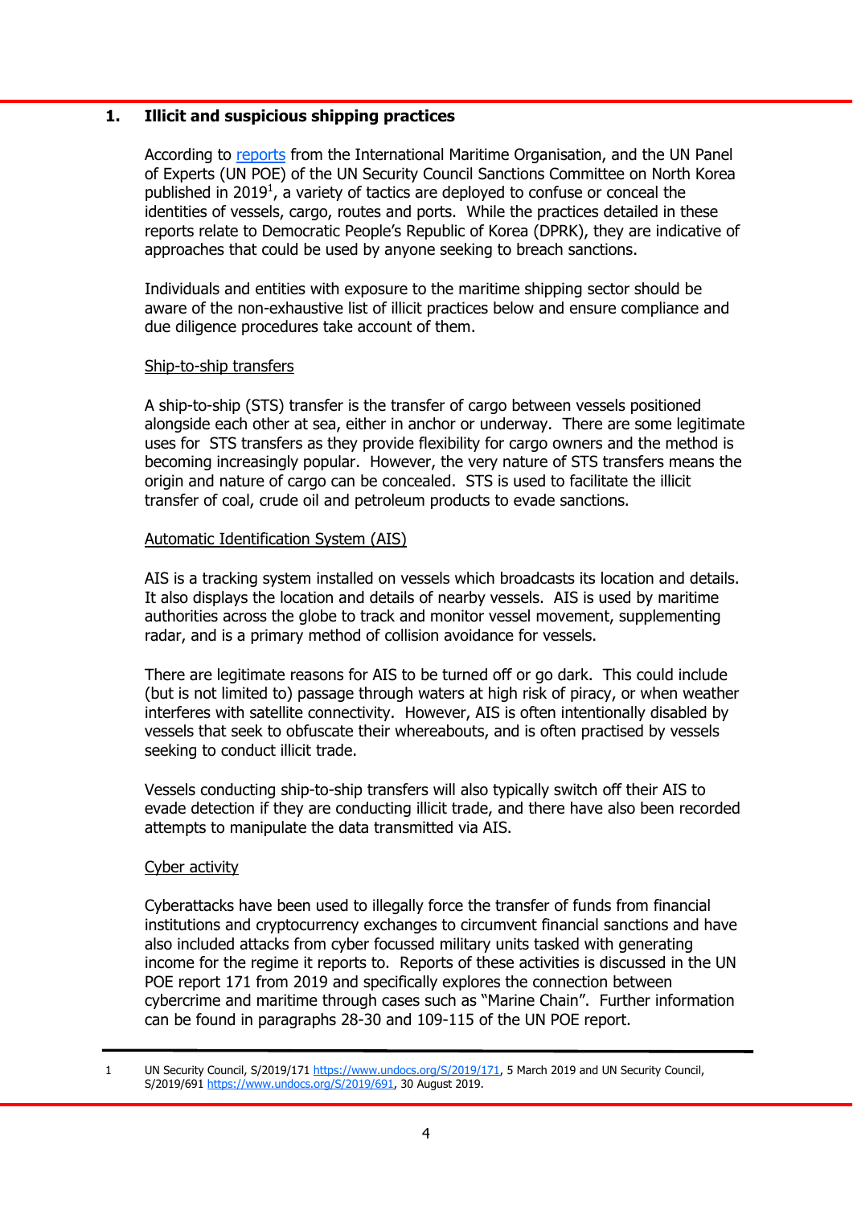## 1. Illicit and suspicious shipping practices

According to [reports](https://www.undocs.org/S/2019/171) from the International Maritime Organisation, and the UN Panel of Experts (UN POE) of the UN Security Council Sanctions Committee on North Korea published in 2019[1], a variety of tactics are deployed to confuse or conceal the identities of vessels, cargo, routes and ports. While the practices detailed in these reports relate to Democratic People's Republic of Korea (DPRK), they are indicative of approaches that could be used by anyone seeking to breach sanctions.

Individuals and entities with exposure to the maritime shipping sector should be aware of the non-exhaustive list of illicit practices below and ensure compliance and due diligence procedures take account of them.

### Ship-to-ship transfers

A ship-to-ship (STS) transfer is the transfer of cargo between vessels positioned alongside each other at sea, either in anchor or underway. There are some legitimate uses for STS transfers as they provide flexibility for cargo owners and the method is becoming increasingly popular. However, the very nature of STS transfers means the origin and nature of cargo can be concealed. STS is used to facilitate the illicit transfer of coal, crude oil and petroleum products to evade sanctions.

### Automatic Identification System (AIS)

AIS is a tracking system installed on vessels which broadcasts its location and details. It also displays the location and details of nearby vessels. AIS is used by maritime authorities across the globe to track and monitor vessel movement, supplementing radar, and is a primary method of collision avoidance for vessels.

There are legitimate reasons for AIS to be turned off or go dark. This could include (but is not limited to) passage through waters at high risk of piracy, or when weather interferes with satellite connectivity. However, AIS is often intentionally disabled by vessels that seek to obfuscate their whereabouts, and is often practised by vessels seeking to conduct illicit trade.

Vessels conducting ship-to-ship transfers will also typically switch off their AIS to evade detection if they are conducting illicit trade, and there have also been recorded attempts to manipulate the data transmitted via AIS.

### Cyber activity

Cyberattacks have been used to illegally force the transfer of funds from financial institutions and cryptocurrency exchanges to circumvent financial sanctions and have also included attacks from cyber focussed military units tasked with generating income for the regime it reports to. Reports of these activities is discussed in the UN POE report 171 from 2019 and specifically explores the connection between cybercrime and maritime through cases such as "Marine Chain". Further information can be found in paragraphs 28-30 and 109-115 of the UN POE report.

---

[1] UN Security Council, S/2019/171 https://www.undocs.org/S/2019/171, 5 March 2019 and UN Security Council, S/2019/691 https://www.undocs.org/S/2019/691, 30 August 2019.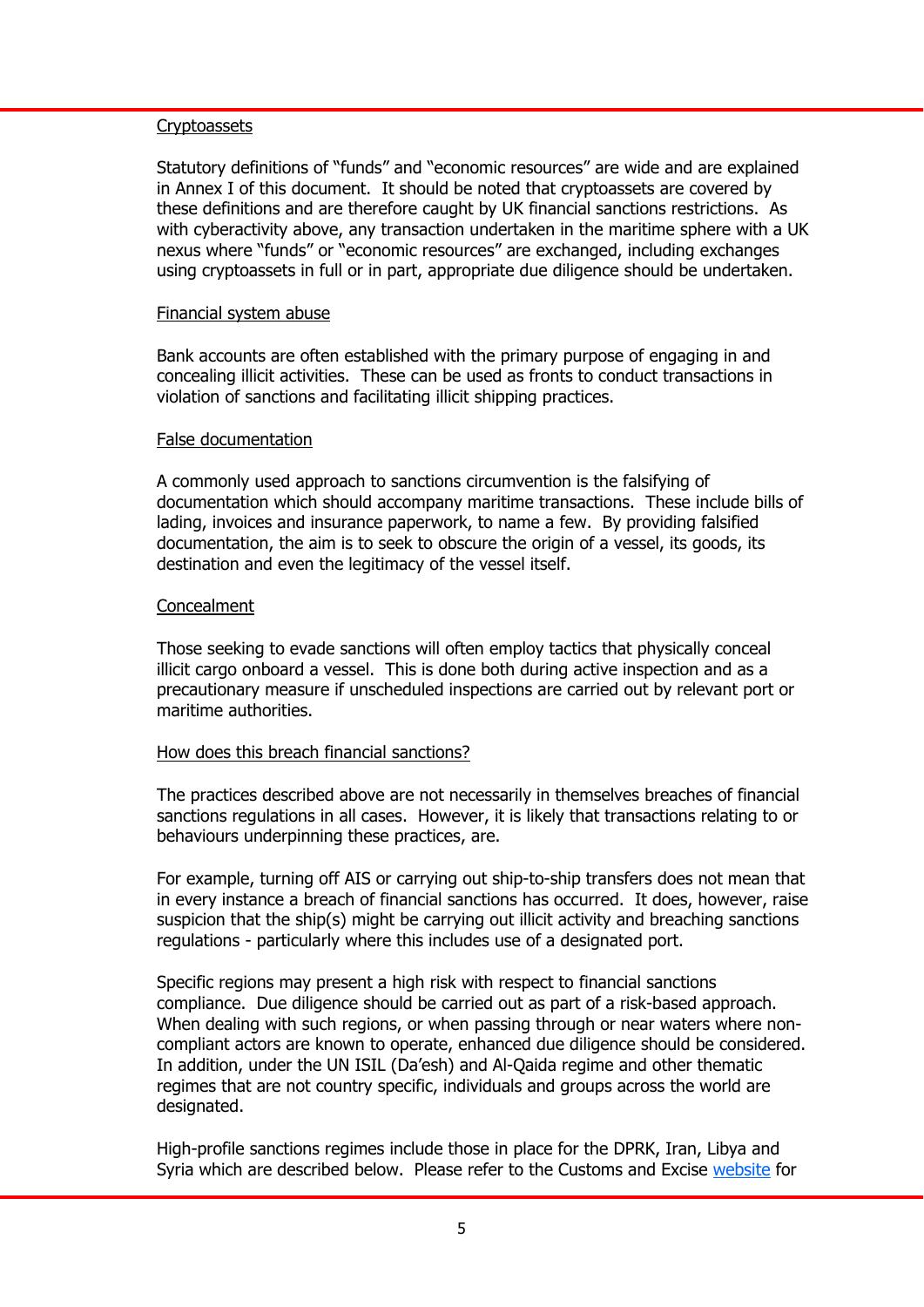### Cryptoassets

Statutory definitions of "funds" and "economic resources" are wide and are explained in Annex I of this document. It should be noted that cryptoassets are covered by these definitions and are therefore caught by UK financial sanctions restrictions. As with cyberactivity above, any transaction undertaken in the maritime sphere with a UK nexus where "funds" or "economic resources" are exchanged, including exchanges using cryptoassets in full or in part, appropriate due diligence should be undertaken.

### Financial system abuse

Bank accounts are often established with the primary purpose of engaging in and concealing illicit activities. These can be used as fronts to conduct transactions in violation of sanctions and facilitating illicit shipping practices.

### False documentation

A commonly used approach to sanctions circumvention is the falsifying of documentation which should accompany maritime transactions. These include bills of lading, invoices and insurance paperwork, to name a few. By providing falsified documentation, the aim is to seek to obscure the origin of a vessel, its goods, its destination and even the legitimacy of the vessel itself.

### Concealment

Those seeking to evade sanctions will often employ tactics that physically conceal illicit cargo onboard a vessel. This is done both during active inspection and as a precautionary measure if unscheduled inspections are carried out by relevant port or maritime authorities.

### How does this breach financial sanctions?

The practices described above are not necessarily in themselves breaches of financial sanctions regulations in all cases. However, it is likely that transactions relating to or behaviours underpinning these practices, are.

For example, turning off AIS or carrying out ship-to-ship transfers does not mean that in every instance a breach of financial sanctions has occurred. It does, however, raise suspicion that the ship(s) might be carrying out illicit activity and breaching sanctions regulations - particularly where this includes use of a designated port.

Specific regions may present a high risk with respect to financial sanctions compliance. Due diligence should be carried out as part of a risk-based approach. When dealing with such regions, or when passing through or near waters where non-compliant actors are known to operate, enhanced due diligence should be considered. In addition, under the UN ISIL (Da'esh) and Al-Qaida regime and other thematic regimes that are not country specific, individuals and groups across the world are designated.

High-profile sanctions regimes include those in place for the DPRK, Iran, Libya and Syria which are described below. Please refer to the Customs and Excise [website](website) for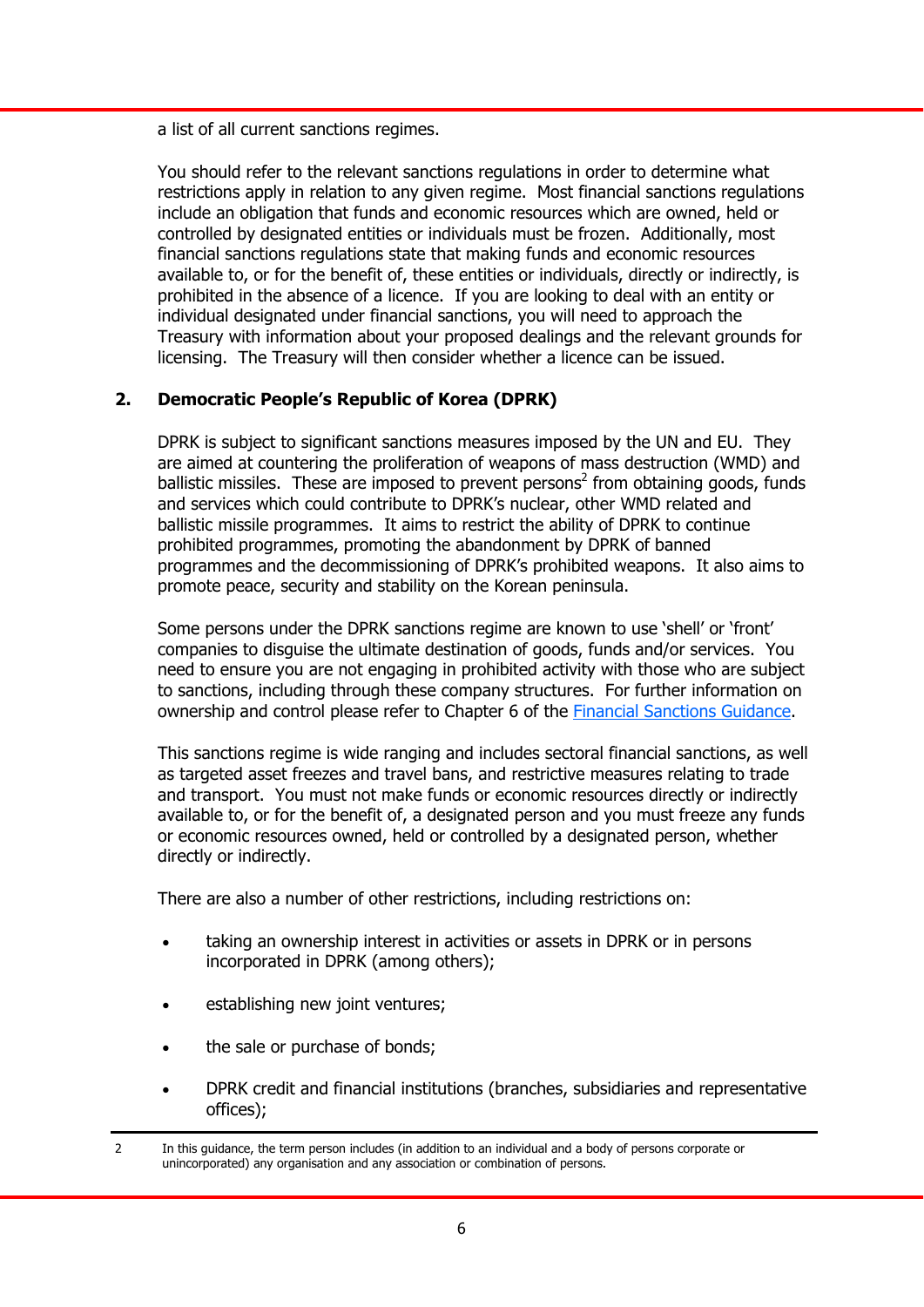a list of all current sanctions regimes.

You should refer to the relevant sanctions regulations in order to determine what restrictions apply in relation to any given regime. Most financial sanctions regulations include an obligation that funds and economic resources which are owned, held or controlled by designated entities or individuals must be frozen. Additionally, most financial sanctions regulations state that making funds and economic resources available to, or for the benefit of, these entities or individuals, directly or indirectly, is prohibited in the absence of a licence. If you are looking to deal with an entity or individual designated under financial sanctions, you will need to approach the Treasury with information about your proposed dealings and the relevant grounds for licensing. The Treasury will then consider whether a licence can be issued.

## 2. Democratic People's Republic of Korea (DPRK)

DPRK is subject to significant sanctions measures imposed by the UN and EU. They are aimed at countering the proliferation of weapons of mass destruction (WMD) and ballistic missiles. These are imposed to prevent persons[2] from obtaining goods, funds and services which could contribute to DPRK's nuclear, other WMD related and ballistic missile programmes. It aims to restrict the ability of DPRK to continue prohibited programmes, promoting the abandonment by DPRK of banned programmes and the decommissioning of DPRK's prohibited weapons. It also aims to promote peace, security and stability on the Korean peninsula.

Some persons under the DPRK sanctions regime are known to use 'shell' or 'front' companies to disguise the ultimate destination of goods, funds and/or services. You need to ensure you are not engaging in prohibited activity with those who are subject to sanctions, including through these company structures. For further information on ownership and control please refer to Chapter 6 of the Financial Sanctions Guidance.

This sanctions regime is wide ranging and includes sectoral financial sanctions, as well as targeted asset freezes and travel bans, and restrictive measures relating to trade and transport. You must not make funds or economic resources directly or indirectly available to, or for the benefit of, a designated person and you must freeze any funds or economic resources owned, held or controlled by a designated person, whether directly or indirectly.

There are also a number of other restrictions, including restrictions on:

- taking an ownership interest in activities or assets in DPRK or in persons incorporated in DPRK (among others);
- establishing new joint ventures;
- the sale or purchase of bonds;
- DPRK credit and financial institutions (branches, subsidiaries and representative offices);

---

2 In this guidance, the term person includes (in addition to an individual and a body of persons corporate or unincorporated) any organisation and any association or combination of persons.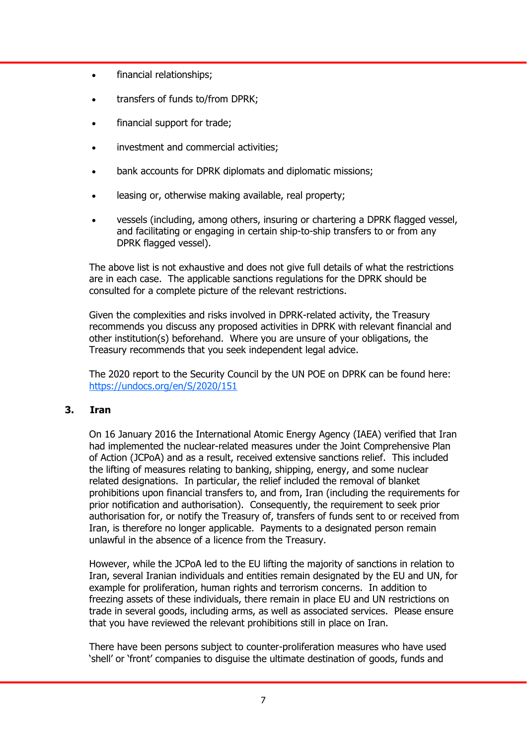- financial relationships;
- transfers of funds to/from DPRK;
- financial support for trade;
- investment and commercial activities;
- bank accounts for DPRK diplomats and diplomatic missions;
- leasing or, otherwise making available, real property;
- vessels (including, among others, insuring or chartering a DPRK flagged vessel, and facilitating or engaging in certain ship-to-ship transfers to or from any DPRK flagged vessel).

The above list is not exhaustive and does not give full details of what the restrictions are in each case. The applicable sanctions regulations for the DPRK should be consulted for a complete picture of the relevant restrictions.

Given the complexities and risks involved in DPRK-related activity, the Treasury recommends you discuss any proposed activities in DPRK with relevant financial and other institution(s) beforehand. Where you are unsure of your obligations, the Treasury recommends that you seek independent legal advice.

The 2020 report to the Security Council by the UN POE on DPRK can be found here: [https://undocs.org/en/S/2020/151](https://undocs.org/en/S/2020/151)

## 3. Iran

On 16 January 2016 the International Atomic Energy Agency (IAEA) verified that Iran had implemented the nuclear-related measures under the Joint Comprehensive Plan of Action (JCPoA) and as a result, received extensive sanctions relief. This included the lifting of measures relating to banking, shipping, energy, and some nuclear related designations. In particular, the relief included the removal of blanket prohibitions upon financial transfers to, and from, Iran (including the requirements for prior notification and authorisation). Consequently, the requirement to seek prior authorisation for, or notify the Treasury of, transfers of funds sent to or received from Iran, is therefore no longer applicable. Payments to a designated person remain unlawful in the absence of a licence from the Treasury.

However, while the JCPoA led to the EU lifting the majority of sanctions in relation to Iran, several Iranian individuals and entities remain designated by the EU and UN, for example for proliferation, human rights and terrorism concerns. In addition to freezing assets of these individuals, there remain in place EU and UN restrictions on trade in several goods, including arms, as well as associated services. Please ensure that you have reviewed the relevant prohibitions still in place on Iran.

There have been persons subject to counter-proliferation measures who have used 'shell' or 'front' companies to disguise the ultimate destination of goods, funds and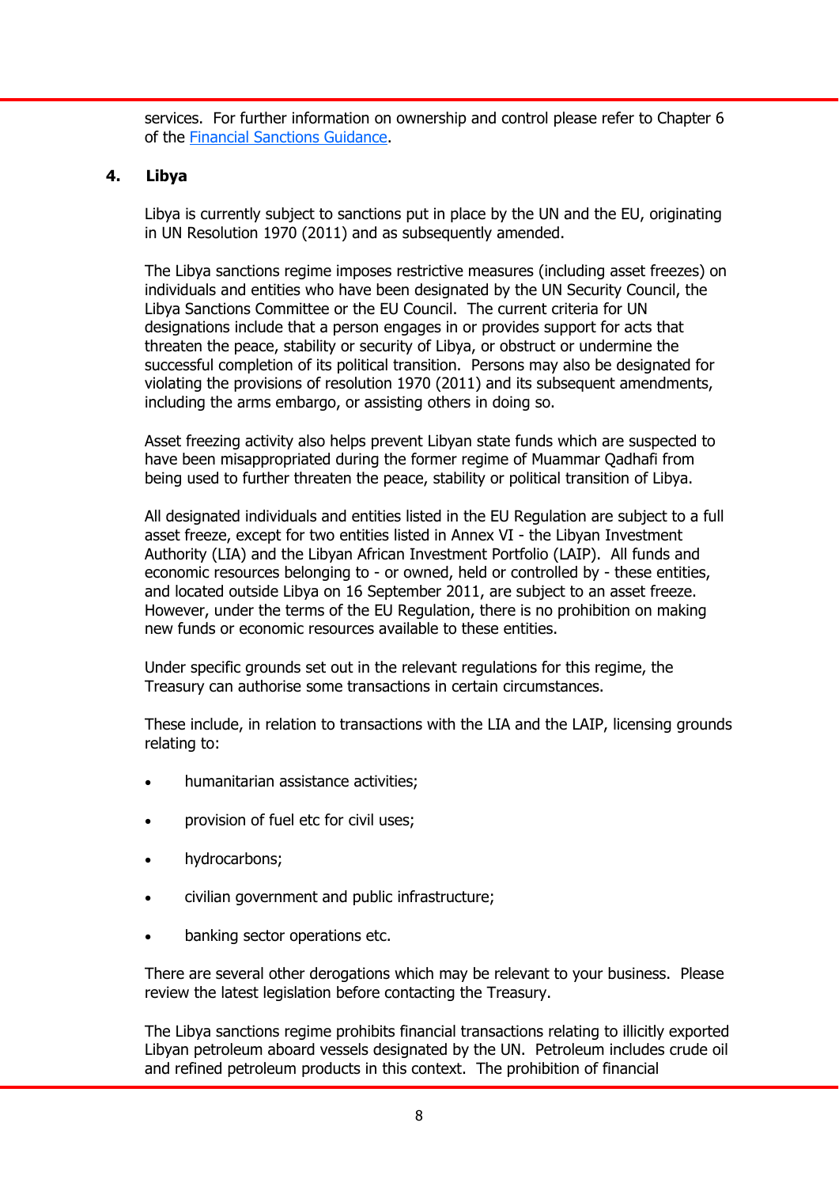services. For further information on ownership and control please refer to Chapter 6 of the [Financial Sanctions Guidance](Financial Sanctions Guidance).

## 4. Libya

Libya is currently subject to sanctions put in place by the UN and the EU, originating in UN Resolution 1970 (2011) and as subsequently amended.

The Libya sanctions regime imposes restrictive measures (including asset freezes) on individuals and entities who have been designated by the UN Security Council, the Libya Sanctions Committee or the EU Council. The current criteria for UN designations include that a person engages in or provides support for acts that threaten the peace, stability or security of Libya, or obstruct or undermine the successful completion of its political transition. Persons may also be designated for violating the provisions of resolution 1970 (2011) and its subsequent amendments, including the arms embargo, or assisting others in doing so.

Asset freezing activity also helps prevent Libyan state funds which are suspected to have been misappropriated during the former regime of Muammar Qadhafi from being used to further threaten the peace, stability or political transition of Libya.

All designated individuals and entities listed in the EU Regulation are subject to a full asset freeze, except for two entities listed in Annex VI - the Libyan Investment Authority (LIA) and the Libyan African Investment Portfolio (LAIP). All funds and economic resources belonging to - or owned, held or controlled by - these entities, and located outside Libya on 16 September 2011, are subject to an asset freeze. However, under the terms of the EU Regulation, there is no prohibition on making new funds or economic resources available to these entities.

Under specific grounds set out in the relevant regulations for this regime, the Treasury can authorise some transactions in certain circumstances.

These include, in relation to transactions with the LIA and the LAIP, licensing grounds relating to:

- humanitarian assistance activities;
- provision of fuel etc for civil uses;
- hydrocarbons;
- civilian government and public infrastructure;
- banking sector operations etc.

There are several other derogations which may be relevant to your business. Please review the latest legislation before contacting the Treasury.

The Libya sanctions regime prohibits financial transactions relating to illicitly exported Libyan petroleum aboard vessels designated by the UN. Petroleum includes crude oil and refined petroleum products in this context. The prohibition of financial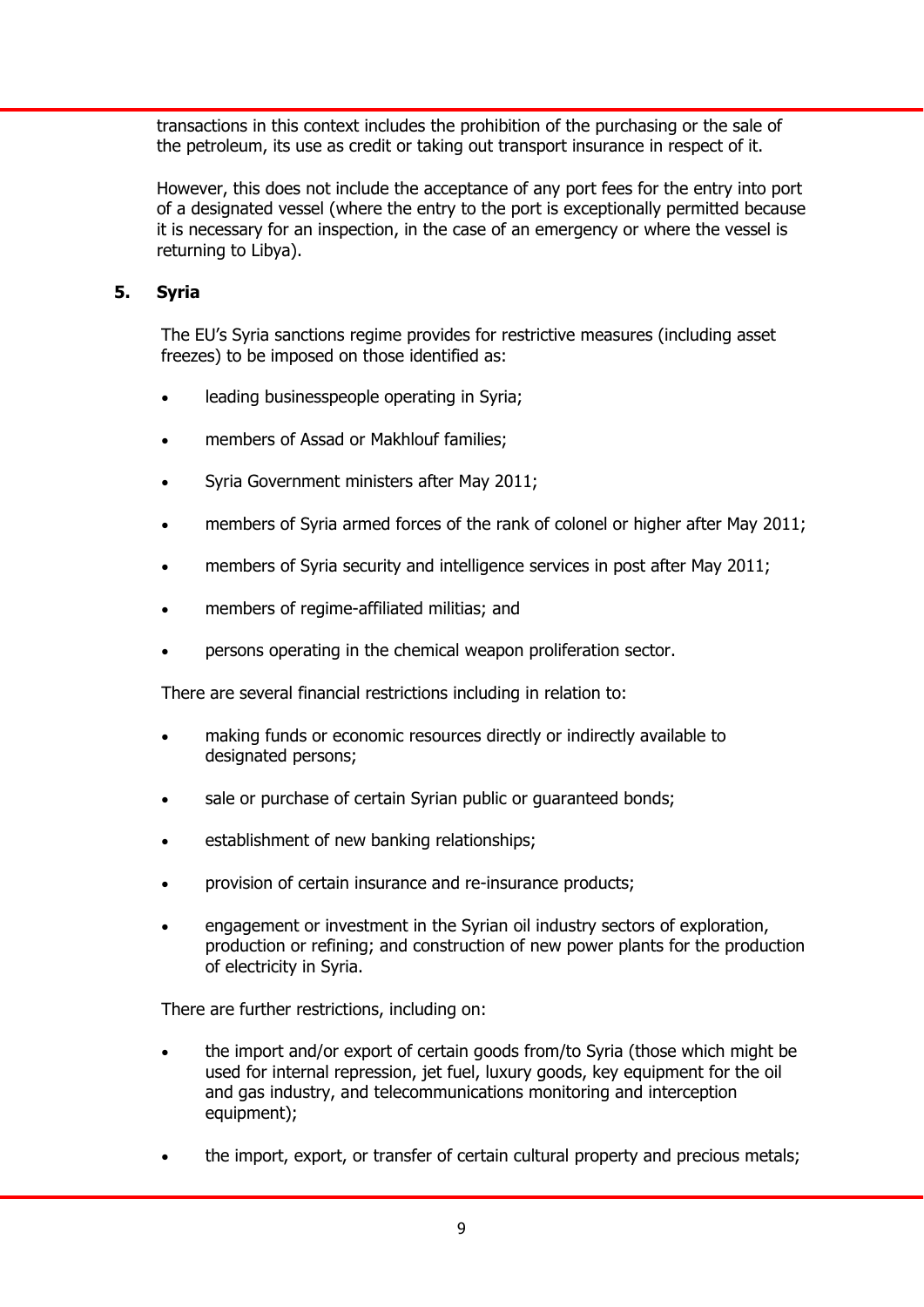transactions in this context includes the prohibition of the purchasing or the sale of the petroleum, its use as credit or taking out transport insurance in respect of it.

However, this does not include the acceptance of any port fees for the entry into port of a designated vessel (where the entry to the port is exceptionally permitted because it is necessary for an inspection, in the case of an emergency or where the vessel is returning to Libya).

## 5. Syria

The EU's Syria sanctions regime provides for restrictive measures (including asset freezes) to be imposed on those identified as:

- leading businesspeople operating in Syria;
- members of Assad or Makhlouf families;
- Syria Government ministers after May 2011;
- members of Syria armed forces of the rank of colonel or higher after May 2011;
- members of Syria security and intelligence services in post after May 2011;
- members of regime-affiliated militias; and
- persons operating in the chemical weapon proliferation sector.

There are several financial restrictions including in relation to:

- making funds or economic resources directly or indirectly available to designated persons;
- sale or purchase of certain Syrian public or guaranteed bonds;
- establishment of new banking relationships;
- provision of certain insurance and re-insurance products;
- engagement or investment in the Syrian oil industry sectors of exploration, production or refining; and construction of new power plants for the production of electricity in Syria.

There are further restrictions, including on:

- the import and/or export of certain goods from/to Syria (those which might be used for internal repression, jet fuel, luxury goods, key equipment for the oil and gas industry, and telecommunications monitoring and interception equipment);
- the import, export, or transfer of certain cultural property and precious metals;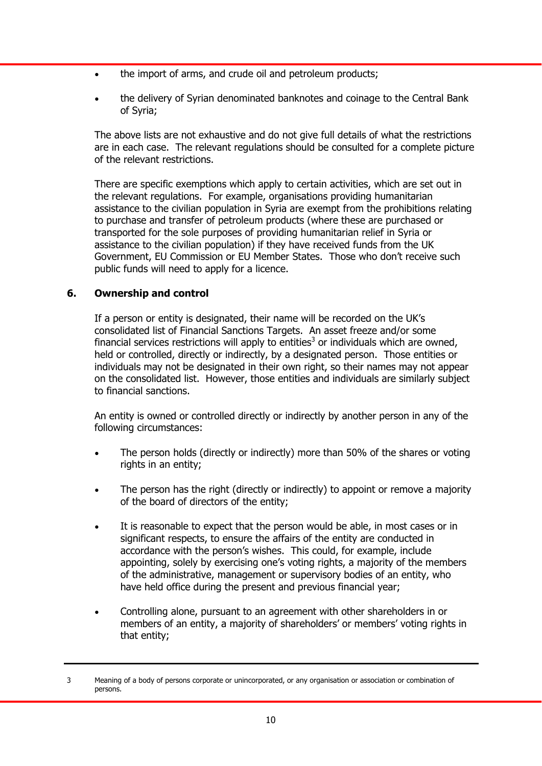- the import of arms, and crude oil and petroleum products;
- the delivery of Syrian denominated banknotes and coinage to the Central Bank of Syria;

The above lists are not exhaustive and do not give full details of what the restrictions are in each case. The relevant regulations should be consulted for a complete picture of the relevant restrictions.

There are specific exemptions which apply to certain activities, which are set out in the relevant regulations. For example, organisations providing humanitarian assistance to the civilian population in Syria are exempt from the prohibitions relating to purchase and transfer of petroleum products (where these are purchased or transported for the sole purposes of providing humanitarian relief in Syria or assistance to the civilian population) if they have received funds from the UK Government, EU Commission or EU Member States. Those who don't receive such public funds will need to apply for a licence.

## 6. Ownership and control

If a person or entity is designated, their name will be recorded on the UK's consolidated list of Financial Sanctions Targets. An asset freeze and/or some financial services restrictions will apply to entities[3] or individuals which are owned, held or controlled, directly or indirectly, by a designated person. Those entities or individuals may not be designated in their own right, so their names may not appear on the consolidated list. However, those entities and individuals are similarly subject to financial sanctions.

An entity is owned or controlled directly or indirectly by another person in any of the following circumstances:

- The person holds (directly or indirectly) more than 50% of the shares or voting rights in an entity;
- The person has the right (directly or indirectly) to appoint or remove a majority of the board of directors of the entity;
- It is reasonable to expect that the person would be able, in most cases or in significant respects, to ensure the affairs of the entity are conducted in accordance with the person's wishes. This could, for example, include appointing, solely by exercising one's voting rights, a majority of the members of the administrative, management or supervisory bodies of an entity, who have held office during the present and previous financial year;
- Controlling alone, pursuant to an agreement with other shareholders in or members of an entity, a majority of shareholders' or members' voting rights in that entity;

---

3 Meaning of a body of persons corporate or unincorporated, or any organisation or association or combination of persons.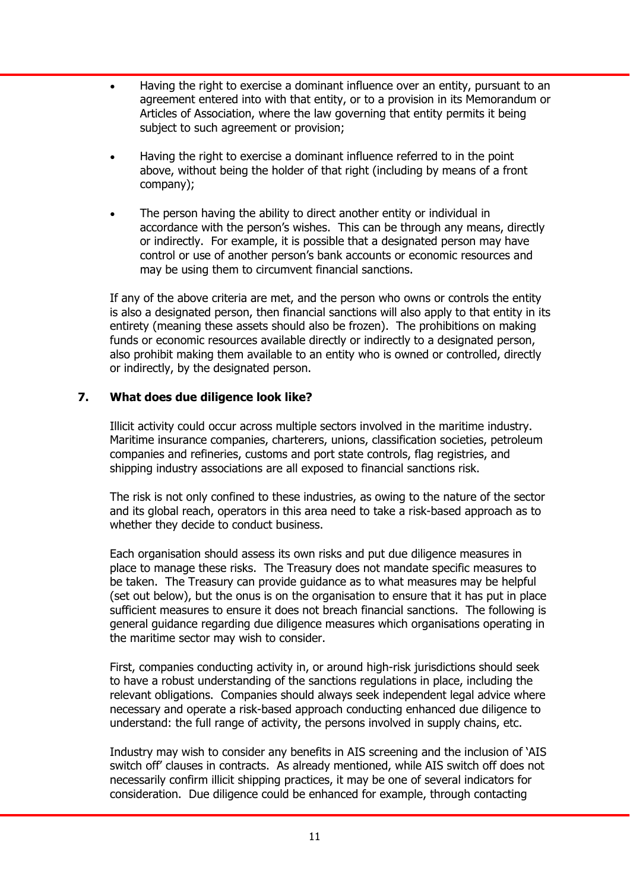- Having the right to exercise a dominant influence over an entity, pursuant to an agreement entered into with that entity, or to a provision in its Memorandum or Articles of Association, where the law governing that entity permits it being subject to such agreement or provision;

- Having the right to exercise a dominant influence referred to in the point above, without being the holder of that right (including by means of a front company);

- The person having the ability to direct another entity or individual in accordance with the person's wishes. This can be through any means, directly or indirectly. For example, it is possible that a designated person may have control or use of another person's bank accounts or economic resources and may be using them to circumvent financial sanctions.

If any of the above criteria are met, and the person who owns or controls the entity is also a designated person, then financial sanctions will also apply to that entity in its entirety (meaning these assets should also be frozen). The prohibitions on making funds or economic resources available directly or indirectly to a designated person, also prohibit making them available to an entity who is owned or controlled, directly or indirectly, by the designated person.

## 7. What does due diligence look like?

Illicit activity could occur across multiple sectors involved in the maritime industry. Maritime insurance companies, charterers, unions, classification societies, petroleum companies and refineries, customs and port state controls, flag registries, and shipping industry associations are all exposed to financial sanctions risk.

The risk is not only confined to these industries, as owing to the nature of the sector and its global reach, operators in this area need to take a risk-based approach as to whether they decide to conduct business.

Each organisation should assess its own risks and put due diligence measures in place to manage these risks. The Treasury does not mandate specific measures to be taken. The Treasury can provide guidance as to what measures may be helpful (set out below), but the onus is on the organisation to ensure that it has put in place sufficient measures to ensure it does not breach financial sanctions. The following is general guidance regarding due diligence measures which organisations operating in the maritime sector may wish to consider.

First, companies conducting activity in, or around high-risk jurisdictions should seek to have a robust understanding of the sanctions regulations in place, including the relevant obligations. Companies should always seek independent legal advice where necessary and operate a risk-based approach conducting enhanced due diligence to understand: the full range of activity, the persons involved in supply chains, etc.

Industry may wish to consider any benefits in AIS screening and the inclusion of 'AIS switch off' clauses in contracts. As already mentioned, while AIS switch off does not necessarily confirm illicit shipping practices, it may be one of several indicators for consideration. Due diligence could be enhanced for example, through contacting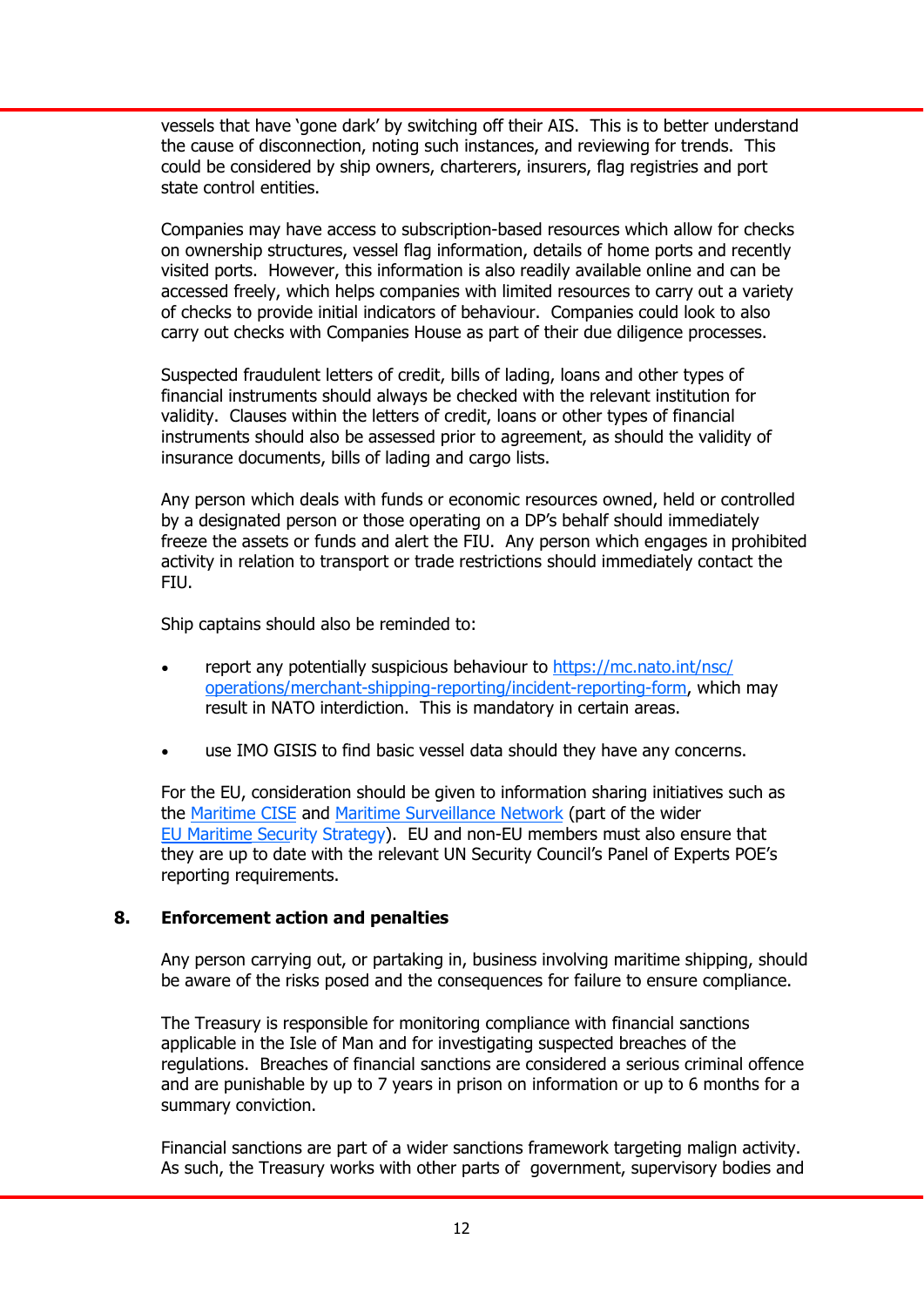vessels that have 'gone dark' by switching off their AIS. This is to better understand the cause of disconnection, noting such instances, and reviewing for trends. This could be considered by ship owners, charterers, insurers, flag registries and port state control entities.

Companies may have access to subscription-based resources which allow for checks on ownership structures, vessel flag information, details of home ports and recently visited ports. However, this information is also readily available online and can be accessed freely, which helps companies with limited resources to carry out a variety of checks to provide initial indicators of behaviour. Companies could look to also carry out checks with Companies House as part of their due diligence processes.

Suspected fraudulent letters of credit, bills of lading, loans and other types of financial instruments should always be checked with the relevant institution for validity. Clauses within the letters of credit, loans or other types of financial instruments should also be assessed prior to agreement, as should the validity of insurance documents, bills of lading and cargo lists.

Any person which deals with funds or economic resources owned, held or controlled by a designated person or those operating on a DP's behalf should immediately freeze the assets or funds and alert the FIU. Any person which engages in prohibited activity in relation to transport or trade restrictions should immediately contact the FIU.

Ship captains should also be reminded to:

- report any potentially suspicious behaviour to [https://mc.nato.int/nsc/operations/merchant-shipping-reporting/incident-reporting-form](https://mc.nato.int/nsc/operations/merchant-shipping-reporting/incident-reporting-form), which may result in NATO interdiction. This is mandatory in certain areas.

- use IMO GISIS to find basic vessel data should they have any concerns.

For the EU, consideration should be given to information sharing initiatives such as the Maritime CISE and Maritime Surveillance Network (part of the wider EU Maritime Security Strategy). EU and non-EU members must also ensure that they are up to date with the relevant UN Security Council's Panel of Experts POE's reporting requirements.

## 8. Enforcement action and penalties

Any person carrying out, or partaking in, business involving maritime shipping, should be aware of the risks posed and the consequences for failure to ensure compliance.

The Treasury is responsible for monitoring compliance with financial sanctions applicable in the Isle of Man and for investigating suspected breaches of the regulations. Breaches of financial sanctions are considered a serious criminal offence and are punishable by up to 7 years in prison on information or up to 6 months for a summary conviction.

Financial sanctions are part of a wider sanctions framework targeting malign activity. As such, the Treasury works with other parts of government, supervisory bodies and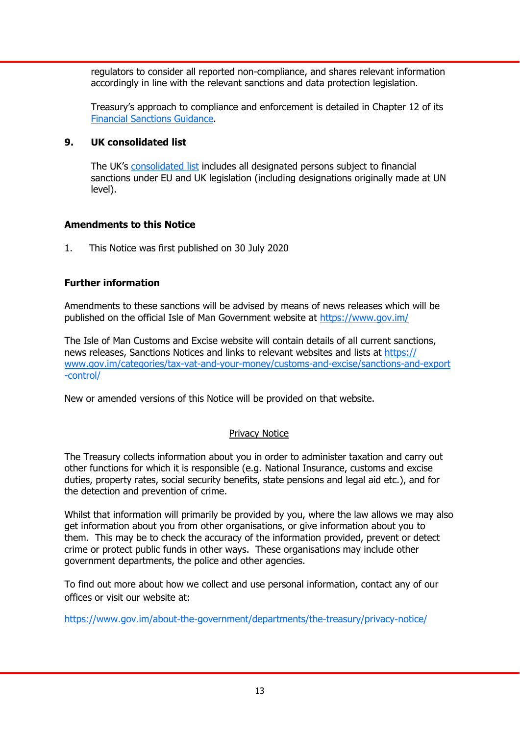regulators to consider all reported non-compliance, and shares relevant information accordingly in line with the relevant sanctions and data protection legislation.

Treasury's approach to compliance and enforcement is detailed in Chapter 12 of its [Financial Sanctions Guidance](#).

### 9. UK consolidated list

The UK's [consolidated list](#) includes all designated persons subject to financial sanctions under EU and UK legislation (including designations originally made at UN level).

### Amendments to this Notice

1. This Notice was first published on 30 July 2020

### Further information

Amendments to these sanctions will be advised by means of news releases which will be published on the official Isle of Man Government website at [https://www.gov.im/](https://www.gov.im/)

The Isle of Man Customs and Excise website will contain details of all current sanctions, news releases, Sanctions Notices and links to relevant websites and lists at [https://www.gov.im/categories/tax-vat-and-your-money/customs-and-excise/sanctions-and-export-control/](https://www.gov.im/categories/tax-vat-and-your-money/customs-and-excise/sanctions-and-export-control/)

New or amended versions of this Notice will be provided on that website.

<u>Privacy Notice</u>

The Treasury collects information about you in order to administer taxation and carry out other functions for which it is responsible (e.g. National Insurance, customs and excise duties, property rates, social security benefits, state pensions and legal aid etc.), and for the detection and prevention of crime.

Whilst that information will primarily be provided by you, where the law allows we may also get information about you from other organisations, or give information about you to them. This may be to check the accuracy of the information provided, prevent or detect crime or protect public funds in other ways. These organisations may include other government departments, the police and other agencies.

To find out more about how we collect and use personal information, contact any of our offices or visit our website at:

[https://www.gov.im/about-the-government/departments/the-treasury/privacy-notice/](https://www.gov.im/about-the-government/departments/the-treasury/privacy-notice/)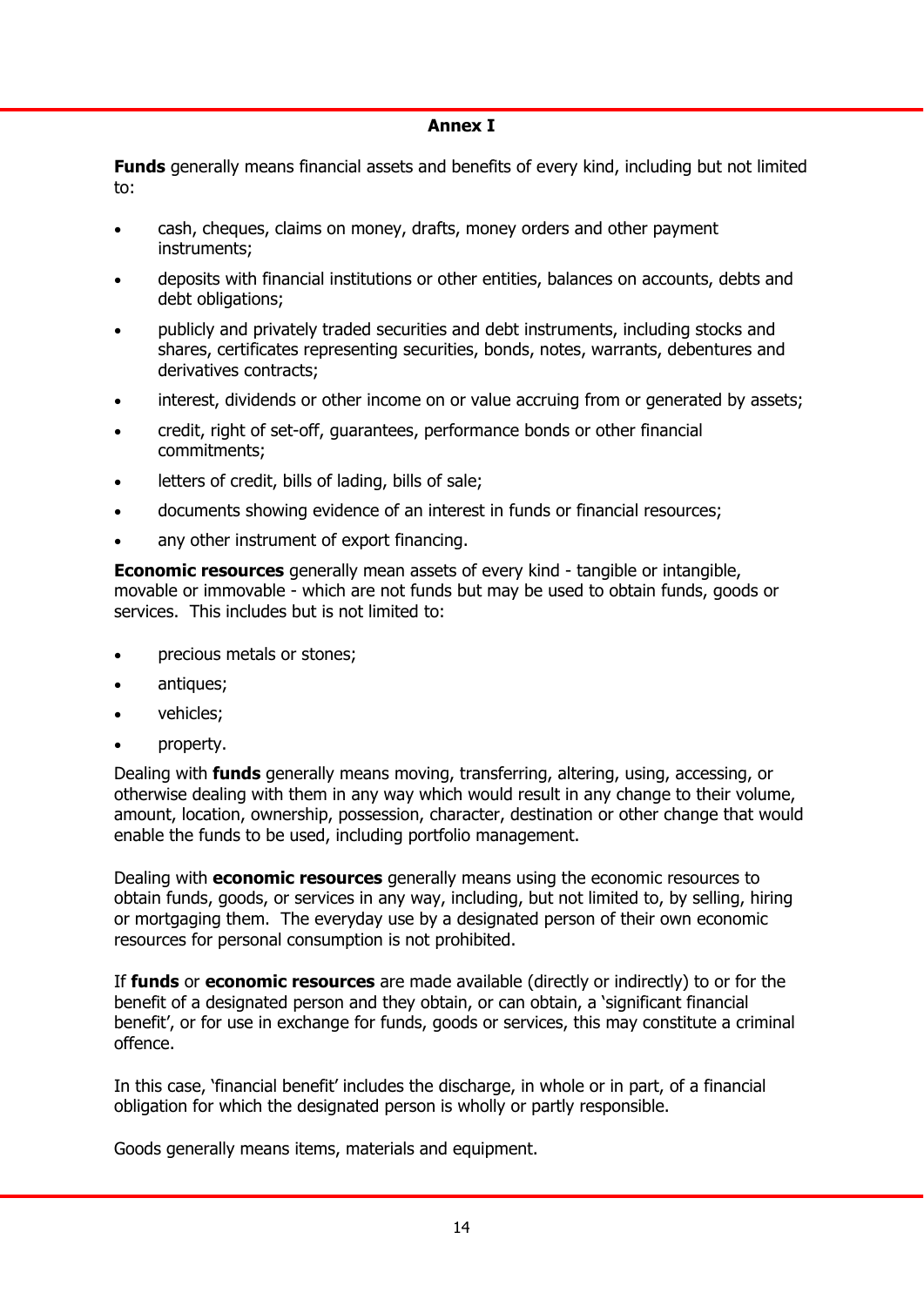## Annex I

**Funds** generally means financial assets and benefits of every kind, including but not limited to:

- cash, cheques, claims on money, drafts, money orders and other payment instruments;
- deposits with financial institutions or other entities, balances on accounts, debts and debt obligations;
- publicly and privately traded securities and debt instruments, including stocks and shares, certificates representing securities, bonds, notes, warrants, debentures and derivatives contracts;
- interest, dividends or other income on or value accruing from or generated by assets;
- credit, right of set-off, guarantees, performance bonds or other financial commitments;
- letters of credit, bills of lading, bills of sale;
- documents showing evidence of an interest in funds or financial resources;
- any other instrument of export financing.

**Economic resources** generally mean assets of every kind - tangible or intangible, movable or immovable - which are not funds but may be used to obtain funds, goods or services. This includes but is not limited to:

- precious metals or stones;
- antiques;
- vehicles;
- property.

Dealing with **funds** generally means moving, transferring, altering, using, accessing, or otherwise dealing with them in any way which would result in any change to their volume, amount, location, ownership, possession, character, destination or other change that would enable the funds to be used, including portfolio management.

Dealing with **economic resources** generally means using the economic resources to obtain funds, goods, or services in any way, including, but not limited to, by selling, hiring or mortgaging them. The everyday use by a designated person of their own economic resources for personal consumption is not prohibited.

If **funds** or **economic resources** are made available (directly or indirectly) to or for the benefit of a designated person and they obtain, or can obtain, a 'significant financial benefit', or for use in exchange for funds, goods or services, this may constitute a criminal offence.

In this case, 'financial benefit' includes the discharge, in whole or in part, of a financial obligation for which the designated person is wholly or partly responsible.

Goods generally means items, materials and equipment.